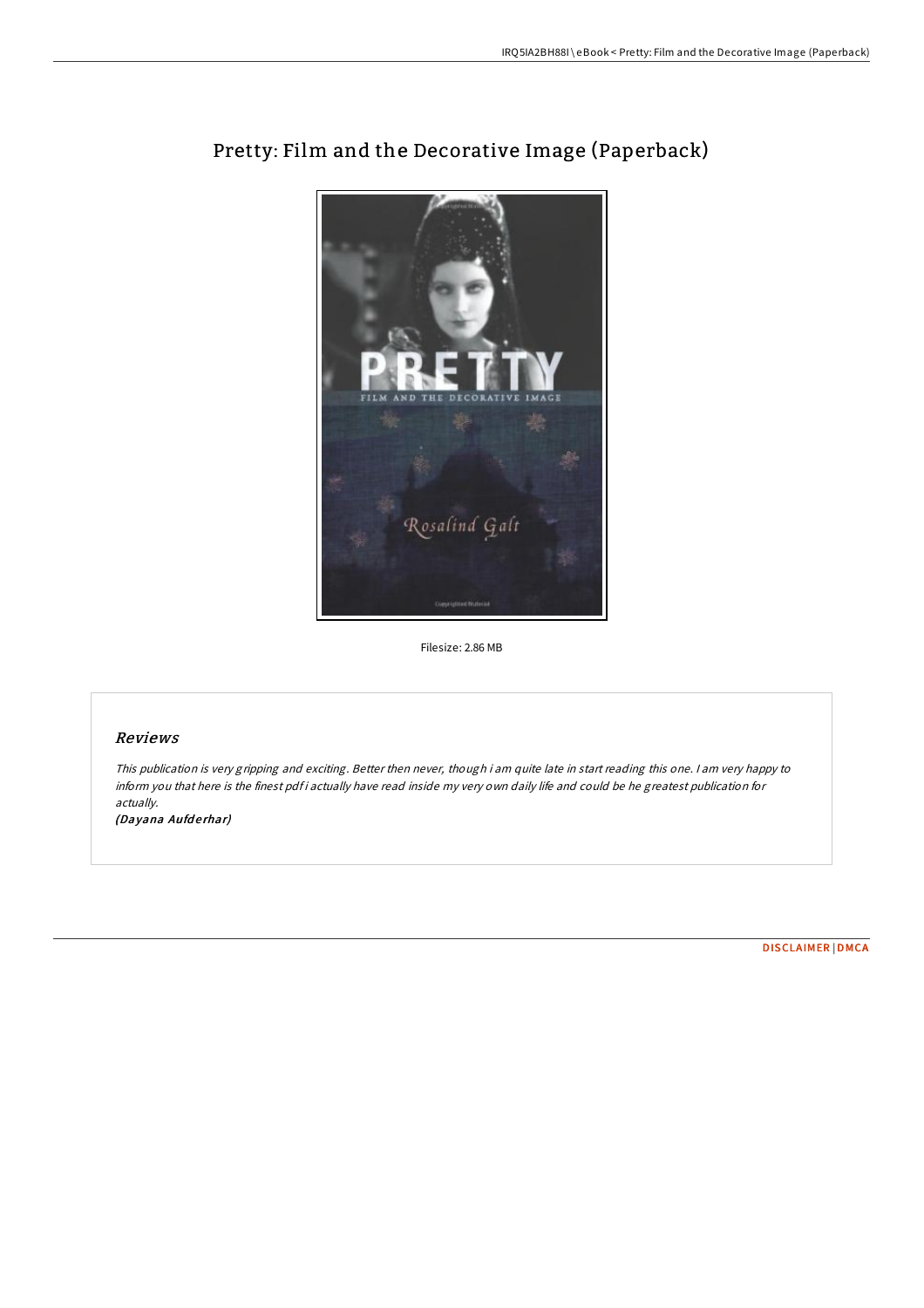# Pretty: Film and the Decorative Image (Paperback)

Filesize: 2.86 MB

## Reviews

*This publication is very gripping and exciting. Better then never, though i am quite late in start reading this one. I am very happy to inform you that here is the finest pdf i actually have read inside my very own daily life and could be he greatest publication for actually.*

*(Dayana Aufderhar)*

DISCLAIMER | DMCA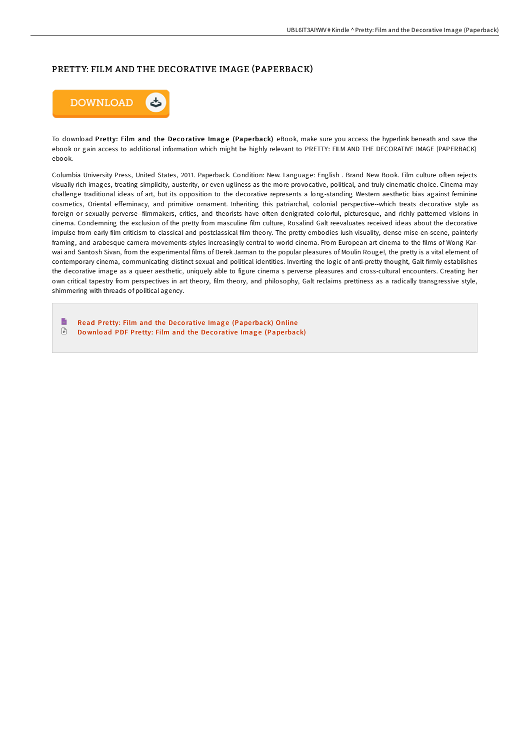# PRETTY: FILM AND THE DECORATIVE IMAGE (PAPERBACK)

DOWNLOAD

To download **Pretty: Film and the Decorative Image (Paperback)** eBook, make sure you access the hyperlink beneath and save the ebook or gain access to additional information which might be highly relevant to PRETTY: FILM AND THE DECORATIVE IMAGE (PAPERBACK) ebook.

Columbia University Press, United States, 2011. Paperback. Condition: New. Language: English . Brand New Book. Film culture often rejects visually rich images, treating simplicity, austerity, or even ugliness as the more provocative, political, and truly cinematic choice. Cinema may challenge traditional ideas of art, but its opposition to the decorative represents a long-standing Western aesthetic bias against feminine cosmetics, Oriental effeminacy, and primitive ornament. Inheriting this patriarchal, colonial perspective--which treats decorative style as foreign or sexually perverse--filmmakers, critics, and theorists have often denigrated colorful, picturesque, and richly patterned visions in cinema. Condemning the exclusion of the pretty from masculine film culture, Rosalind Galt reevaluates received ideas about the decorative impulse from early film criticism to classical and postclassical film theory. The pretty embodies lush visuality, dense mise-en-scene, painterly framing, and arabesque camera movements-styles increasingly central to world cinema. From European art cinema to the films of Wong Kar-wai and Santosh Sivan, from the experimental films of Derek Jarman to the popular pleasures of Moulin Rouge!, the pretty is a vital element of contemporary cinema, communicating distinct sexual and political identities. Inverting the logic of anti-pretty thought, Galt firmly establishes the decorative image as a queer aesthetic, uniquely able to figure cinema s perverse pleasures and cross-cultural encounters. Creating her own critical tapestry from perspectives in art theory, film theory, and philosophy, Galt reclaims prettiness as a radically transgressive style, shimmering with threads of political agency.

- Read Pretty: Film and the Decorative Image (Paperback) Online
- Download PDF Pretty: Film and the Decorative Image (Paperback)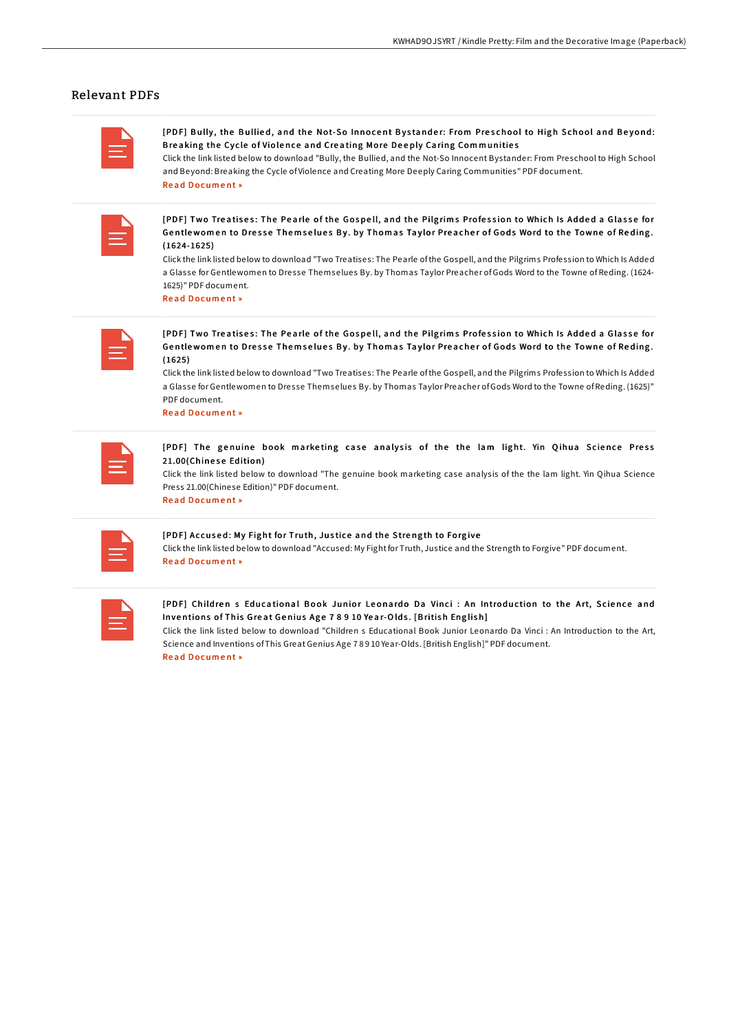## Relevant PDFs

[PDF] Bully, the Bullied, and the Not-So Innocent Bystander: From Preschool to High School and Beyond: Breaking the Cycle of Violence and Creating More Deeply Caring Communities

Click the link listed below to download "Bully, the Bullied, and the Not-So Innocent Bystander: From Preschool to High School and Beyond: Breaking the Cycle of Violence and Creating More Deeply Caring Communities" PDF document.

Read Document »

[PDF] Two Treatises: The Pearle of the Gospell, and the Pilgrims Profession to Which Is Added a Glasse for Gentlewomen to Dresse Themselues By. by Thomas Taylor Preacher of Gods Word to the Towne of Reding. (1624-1625)

Click the link listed below to download "Two Treatises: The Pearle of the Gospell, and the Pilgrims Profession to Which Is Added a Glasse for Gentlewomen to Dresse Themselues By. by Thomas Taylor Preacher of Gods Word to the Towne of Reding. (1624-1625)" PDF document.

Read Document »

[PDF] Two Treatises: The Pearle of the Gospell, and the Pilgrims Profession to Which Is Added a Glasse for Gentlewomen to Dresse Themselues By. by Thomas Taylor Preacher of Gods Word to the Towne of Reding. (1625)

Click the link listed below to download "Two Treatises: The Pearle of the Gospell, and the Pilgrims Profession to Which Is Added a Glasse for Gentlewomen to Dresse Themselues By. by Thomas Taylor Preacher of Gods Word to the Towne of Reding. (1625)" PDF document.

Read Document »

[PDF] The genuine book marketing case analysis of the the lam light. Yin Qihua Science Press 21.00(Chinese Edition)

Click the link listed below to download "The genuine book marketing case analysis of the the lam light. Yin Qihua Science Press 21.00(Chinese Edition)" PDF document.

Read Document »

[PDF] Accused: My Fight for Truth, Justice and the Strength to Forgive

Click the link listed below to download "Accused: My Fight for Truth, Justice and the Strength to Forgive" PDF document.

Read Document »

[PDF] Children s Educational Book Junior Leonardo Da Vinci : An Introduction to the Art, Science and Inventions of This Great Genius Age 7 8 9 10 Year-Olds. [British English]

Click the link listed below to download "Children s Educational Book Junior Leonardo Da Vinci : An Introduction to the Art, Science and Inventions of This Great Genius Age 7 8 9 10 Year-Olds. [British English]" PDF document.

Read Document »